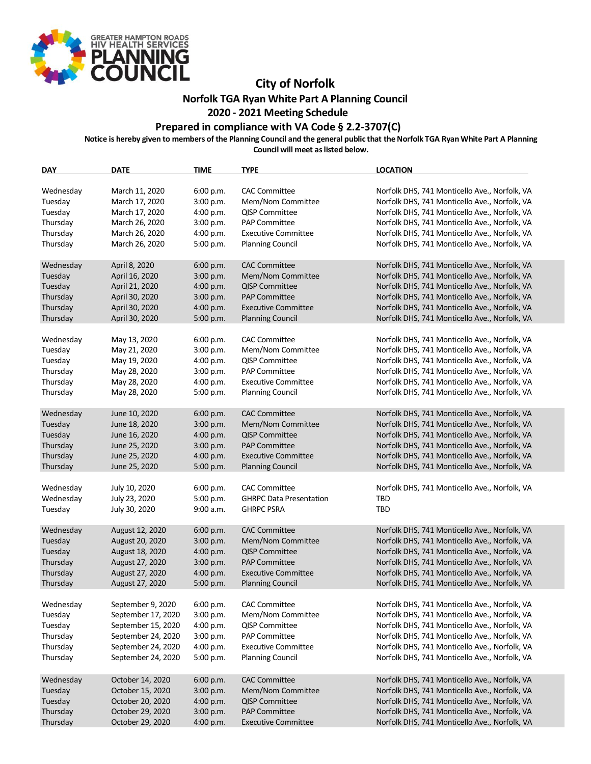**GREATER HAMPTON ROADS HIV HEALTH SERVICES PLANNING COUNCIL**

# City of Norfolk

## Norfolk TGA Ryan White Part A Planning Council

## 2020 - 2021 Meeting Schedule

## Prepared in compliance with VA Code § 2.2-3707(C)

**Notice is hereby given to members of the Planning Council and the general public that the Norfolk TGA Ryan White Part A Planning Council will meet as listed below.**

| DAY | DATE | TIME | TYPE | LOCATION |
|---|---|---|---|---|
| Wednesday | March 11, 2020 | 6:00 p.m. | CAC Committee | Norfolk DHS, 741 Monticello Ave., Norfolk, VA |
| Tuesday | March 17, 2020 | 3:00 p.m. | Mem/Nom Committee | Norfolk DHS, 741 Monticello Ave., Norfolk, VA |
| Tuesday | March 17, 2020 | 4:00 p.m. | QISP Committee | Norfolk DHS, 741 Monticello Ave., Norfolk, VA |
| Thursday | March 26, 2020 | 3:00 p.m. | PAP Committee | Norfolk DHS, 741 Monticello Ave., Norfolk, VA |
| Thursday | March 26, 2020 | 4:00 p.m. | Executive Committee | Norfolk DHS, 741 Monticello Ave., Norfolk, VA |
| Thursday | March 26, 2020 | 5:00 p.m. | Planning Council | Norfolk DHS, 741 Monticello Ave., Norfolk, VA |
| Wednesday | April 8, 2020 | 6:00 p.m. | CAC Committee | Norfolk DHS, 741 Monticello Ave., Norfolk, VA |
| Tuesday | April 16, 2020 | 3:00 p.m. | Mem/Nom Committee | Norfolk DHS, 741 Monticello Ave., Norfolk, VA |
| Tuesday | April 21, 2020 | 4:00 p.m. | QISP Committee | Norfolk DHS, 741 Monticello Ave., Norfolk, VA |
| Thursday | April 30, 2020 | 3:00 p.m. | PAP Committee | Norfolk DHS, 741 Monticello Ave., Norfolk, VA |
| Thursday | April 30, 2020 | 4:00 p.m. | Executive Committee | Norfolk DHS, 741 Monticello Ave., Norfolk, VA |
| Thursday | April 30, 2020 | 5:00 p.m. | Planning Council | Norfolk DHS, 741 Monticello Ave., Norfolk, VA |
| Wednesday | May 13, 2020 | 6:00 p.m. | CAC Committee | Norfolk DHS, 741 Monticello Ave., Norfolk, VA |
| Tuesday | May 21, 2020 | 3:00 p.m. | Mem/Nom Committee | Norfolk DHS, 741 Monticello Ave., Norfolk, VA |
| Tuesday | May 19, 2020 | 4:00 p.m. | QISP Committee | Norfolk DHS, 741 Monticello Ave., Norfolk, VA |
| Thursday | May 28, 2020 | 3:00 p.m. | PAP Committee | Norfolk DHS, 741 Monticello Ave., Norfolk, VA |
| Thursday | May 28, 2020 | 4:00 p.m. | Executive Committee | Norfolk DHS, 741 Monticello Ave., Norfolk, VA |
| Thursday | May 28, 2020 | 5:00 p.m. | Planning Council | Norfolk DHS, 741 Monticello Ave., Norfolk, VA |
| Wednesday | June 10, 2020 | 6:00 p.m. | CAC Committee | Norfolk DHS, 741 Monticello Ave., Norfolk, VA |
| Tuesday | June 18, 2020 | 3:00 p.m. | Mem/Nom Committee | Norfolk DHS, 741 Monticello Ave., Norfolk, VA |
| Tuesday | June 16, 2020 | 4:00 p.m. | QISP Committee | Norfolk DHS, 741 Monticello Ave., Norfolk, VA |
| Thursday | June 25, 2020 | 3:00 p.m. | PAP Committee | Norfolk DHS, 741 Monticello Ave., Norfolk, VA |
| Thursday | June 25, 2020 | 4:00 p.m. | Executive Committee | Norfolk DHS, 741 Monticello Ave., Norfolk, VA |
| Thursday | June 25, 2020 | 5:00 p.m. | Planning Council | Norfolk DHS, 741 Monticello Ave., Norfolk, VA |
| Wednesday | July 10, 2020 | 6:00 p.m. | CAC Committee | Norfolk DHS, 741 Monticello Ave., Norfolk, VA |
| Wednesday | July 23, 2020 | 5:00 p.m. | GHRPC Data Presentation | TBD |
| Tuesday | July 30, 2020 | 9:00 a.m. | GHRPC PSRA | TBD |
| Wednesday | August 12, 2020 | 6:00 p.m. | CAC Committee | Norfolk DHS, 741 Monticello Ave., Norfolk, VA |
| Tuesday | August 20, 2020 | 3:00 p.m. | Mem/Nom Committee | Norfolk DHS, 741 Monticello Ave., Norfolk, VA |
| Tuesday | August 18, 2020 | 4:00 p.m. | QISP Committee | Norfolk DHS, 741 Monticello Ave., Norfolk, VA |
| Thursday | August 27, 2020 | 3:00 p.m. | PAP Committee | Norfolk DHS, 741 Monticello Ave., Norfolk, VA |
| Thursday | August 27, 2020 | 4:00 p.m. | Executive Committee | Norfolk DHS, 741 Monticello Ave., Norfolk, VA |
| Thursday | August 27, 2020 | 5:00 p.m. | Planning Council | Norfolk DHS, 741 Monticello Ave., Norfolk, VA |
| Wednesday | September 9, 2020 | 6:00 p.m. | CAC Committee | Norfolk DHS, 741 Monticello Ave., Norfolk, VA |
| Tuesday | September 17, 2020 | 3:00 p.m. | Mem/Nom Committee | Norfolk DHS, 741 Monticello Ave., Norfolk, VA |
| Tuesday | September 15, 2020 | 4:00 p.m. | QISP Committee | Norfolk DHS, 741 Monticello Ave., Norfolk, VA |
| Thursday | September 24, 2020 | 3:00 p.m. | PAP Committee | Norfolk DHS, 741 Monticello Ave., Norfolk, VA |
| Thursday | September 24, 2020 | 4:00 p.m. | Executive Committee | Norfolk DHS, 741 Monticello Ave., Norfolk, VA |
| Thursday | September 24, 2020 | 5:00 p.m. | Planning Council | Norfolk DHS, 741 Monticello Ave., Norfolk, VA |
| Wednesday | October 14, 2020 | 6:00 p.m. | CAC Committee | Norfolk DHS, 741 Monticello Ave., Norfolk, VA |
| Tuesday | October 15, 2020 | 3:00 p.m. | Mem/Nom Committee | Norfolk DHS, 741 Monticello Ave., Norfolk, VA |
| Tuesday | October 20, 2020 | 4:00 p.m. | QISP Committee | Norfolk DHS, 741 Monticello Ave., Norfolk, VA |
| Thursday | October 29, 2020 | 3:00 p.m. | PAP Committee | Norfolk DHS, 741 Monticello Ave., Norfolk, VA |
| Thursday | October 29, 2020 | 4:00 p.m. | Executive Committee | Norfolk DHS, 741 Monticello Ave., Norfolk, VA |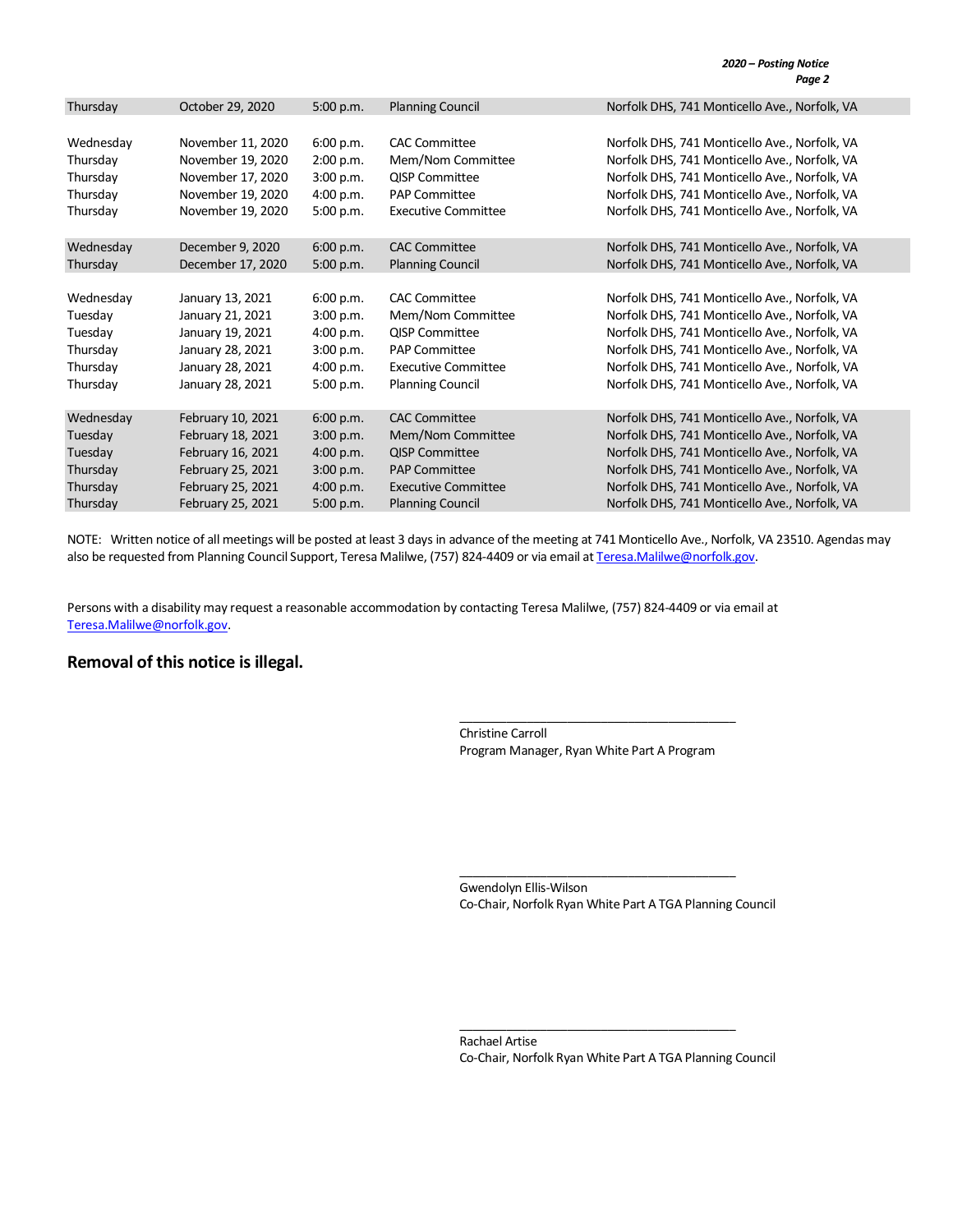| | | | | |
|---|---|---|---|---|
| Thursday | October 29, 2020 | 5:00 p.m. | Planning Council | Norfolk DHS, 741 Monticello Ave., Norfolk, VA |
| | | | | |
| Wednesday | November 11, 2020 | 6:00 p.m. | CAC Committee | Norfolk DHS, 741 Monticello Ave., Norfolk, VA |
| Thursday | November 19, 2020 | 2:00 p.m. | Mem/Nom Committee | Norfolk DHS, 741 Monticello Ave., Norfolk, VA |
| Thursday | November 17, 2020 | 3:00 p.m. | QISP Committee | Norfolk DHS, 741 Monticello Ave., Norfolk, VA |
| Thursday | November 19, 2020 | 4:00 p.m. | PAP Committee | Norfolk DHS, 741 Monticello Ave., Norfolk, VA |
| Thursday | November 19, 2020 | 5:00 p.m. | Executive Committee | Norfolk DHS, 741 Monticello Ave., Norfolk, VA |
| | | | | |
| Wednesday | December 9, 2020 | 6:00 p.m. | CAC Committee | Norfolk DHS, 741 Monticello Ave., Norfolk, VA |
| Thursday | December 17, 2020 | 5:00 p.m. | Planning Council | Norfolk DHS, 741 Monticello Ave., Norfolk, VA |
| | | | | |
| Wednesday | January 13, 2021 | 6:00 p.m. | CAC Committee | Norfolk DHS, 741 Monticello Ave., Norfolk, VA |
| Tuesday | January 21, 2021 | 3:00 p.m. | Mem/Nom Committee | Norfolk DHS, 741 Monticello Ave., Norfolk, VA |
| Tuesday | January 19, 2021 | 4:00 p.m. | QISP Committee | Norfolk DHS, 741 Monticello Ave., Norfolk, VA |
| Thursday | January 28, 2021 | 3:00 p.m. | PAP Committee | Norfolk DHS, 741 Monticello Ave., Norfolk, VA |
| Thursday | January 28, 2021 | 4:00 p.m. | Executive Committee | Norfolk DHS, 741 Monticello Ave., Norfolk, VA |
| Thursday | January 28, 2021 | 5:00 p.m. | Planning Council | Norfolk DHS, 741 Monticello Ave., Norfolk, VA |
| | | | | |
| Wednesday | February 10, 2021 | 6:00 p.m. | CAC Committee | Norfolk DHS, 741 Monticello Ave., Norfolk, VA |
| Tuesday | February 18, 2021 | 3:00 p.m. | Mem/Nom Committee | Norfolk DHS, 741 Monticello Ave., Norfolk, VA |
| Tuesday | February 16, 2021 | 4:00 p.m. | QISP Committee | Norfolk DHS, 741 Monticello Ave., Norfolk, VA |
| Thursday | February 25, 2021 | 3:00 p.m. | PAP Committee | Norfolk DHS, 741 Monticello Ave., Norfolk, VA |
| Thursday | February 25, 2021 | 4:00 p.m. | Executive Committee | Norfolk DHS, 741 Monticello Ave., Norfolk, VA |
| Thursday | February 25, 2021 | 5:00 p.m. | Planning Council | Norfolk DHS, 741 Monticello Ave., Norfolk, VA |

NOTE: Written notice of all meetings will be posted at least 3 days in advance of the meeting at 741 Monticello Ave., Norfolk, VA 23510. Agendas may also be requested from Planning Council Support, Teresa Malilwe, (757) 824-4409 or via email at Teresa.Malilwe@norfolk.gov.

Persons with a disability may request a reasonable accommodation by contacting Teresa Malilwe, (757) 824-4409 or via email at Teresa.Malilwe@norfolk.gov.

**Removal of this notice is illegal.**

\_\_\_\_\_\_\_\_\_\_\_\_\_\_\_\_\_\_\_\_\_\_\_\_\_\_\_\_\_\_\_\_\_\_\_\_\_\_\_\_\_

Christine Carroll
Program Manager, Ryan White Part A Program

\_\_\_\_\_\_\_\_\_\_\_\_\_\_\_\_\_\_\_\_\_\_\_\_\_\_\_\_\_\_\_\_\_\_\_\_\_\_\_\_\_

Gwendolyn Ellis-Wilson
Co-Chair, Norfolk Ryan White Part A TGA Planning Council

\_\_\_\_\_\_\_\_\_\_\_\_\_\_\_\_\_\_\_\_\_\_\_\_\_\_\_\_\_\_\_\_\_\_\_\_\_\_\_\_\_

Rachael Artise
Co-Chair, Norfolk Ryan White Part A TGA Planning Council